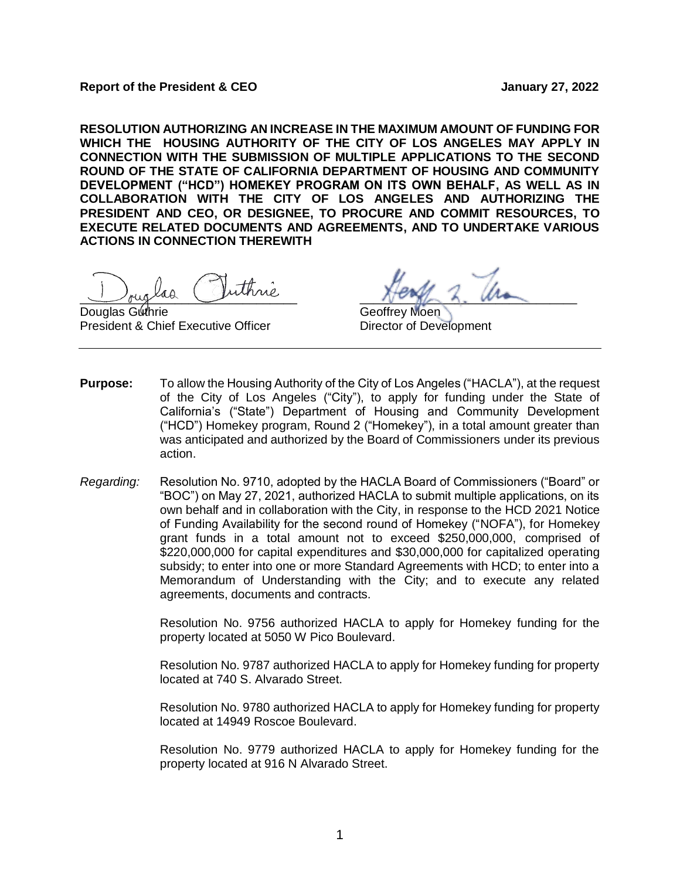**Report of the President & CEO** **January 27, 2022**

**RESOLUTION AUTHORIZING AN INCREASE IN THE MAXIMUM AMOUNT OF FUNDING FOR WHICH THE HOUSING AUTHORITY OF THE CITY OF LOS ANGELES MAY APPLY IN CONNECTION WITH THE SUBMISSION OF MULTIPLE APPLICATIONS TO THE SECOND ROUND OF THE STATE OF CALIFORNIA DEPARTMENT OF HOUSING AND COMMUNITY DEVELOPMENT ("HCD") HOMEKEY PROGRAM ON ITS OWN BEHALF, AS WELL AS IN COLLABORATION WITH THE CITY OF LOS ANGELES AND AUTHORIZING THE PRESIDENT AND CEO, OR DESIGNEE, TO PROCURE AND COMMIT RESOURCES, TO EXECUTE RELATED DOCUMENTS AND AGREEMENTS, AND TO UNDERTAKE VARIOUS ACTIONS IN CONNECTION THEREWITH**

Douglas Guthrie
President & Chief Executive Officer

Geoffrey Moen
Director of Development

---

**Purpose:** To allow the Housing Authority of the City of Los Angeles ("HACLA"), at the request of the City of Los Angeles ("City"), to apply for funding under the State of California's ("State") Department of Housing and Community Development ("HCD") Homekey program, Round 2 ("Homekey"), in a total amount greater than was anticipated and authorized by the Board of Commissioners under its previous action.

*Regarding:* Resolution No. 9710, adopted by the HACLA Board of Commissioners ("Board" or "BOC") on May 27, 2021, authorized HACLA to submit multiple applications, on its own behalf and in collaboration with the City, in response to the HCD 2021 Notice of Funding Availability for the second round of Homekey ("NOFA"), for Homekey grant funds in a total amount not to exceed $250,000,000, comprised of $220,000,000 for capital expenditures and $30,000,000 for capitalized operating subsidy; to enter into one or more Standard Agreements with HCD; to enter into a Memorandum of Understanding with the City; and to execute any related agreements, documents and contracts.

Resolution No. 9756 authorized HACLA to apply for Homekey funding for the property located at 5050 W Pico Boulevard.

Resolution No. 9787 authorized HACLA to apply for Homekey funding for property located at 740 S. Alvarado Street.

Resolution No. 9780 authorized HACLA to apply for Homekey funding for property located at 14949 Roscoe Boulevard.

Resolution No. 9779 authorized HACLA to apply for Homekey funding for the property located at 916 N Alvarado Street.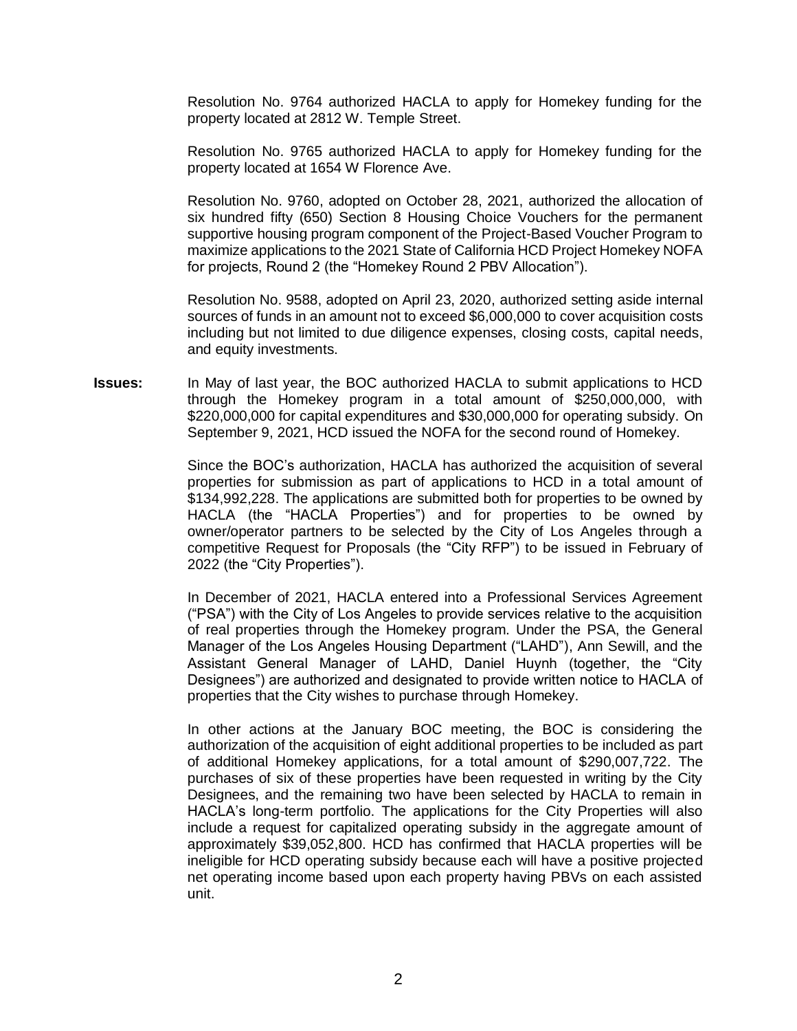Resolution No. 9764 authorized HACLA to apply for Homekey funding for the property located at 2812 W. Temple Street.

Resolution No. 9765 authorized HACLA to apply for Homekey funding for the property located at 1654 W Florence Ave.

Resolution No. 9760, adopted on October 28, 2021, authorized the allocation of six hundred fifty (650) Section 8 Housing Choice Vouchers for the permanent supportive housing program component of the Project-Based Voucher Program to maximize applications to the 2021 State of California HCD Project Homekey NOFA for projects, Round 2 (the "Homekey Round 2 PBV Allocation").

Resolution No. 9588, adopted on April 23, 2020, authorized setting aside internal sources of funds in an amount not to exceed $6,000,000 to cover acquisition costs including but not limited to due diligence expenses, closing costs, capital needs, and equity investments.

**Issues:** In May of last year, the BOC authorized HACLA to submit applications to HCD through the Homekey program in a total amount of $250,000,000, with $220,000,000 for capital expenditures and $30,000,000 for operating subsidy. On September 9, 2021, HCD issued the NOFA for the second round of Homekey.

Since the BOC's authorization, HACLA has authorized the acquisition of several properties for submission as part of applications to HCD in a total amount of $134,992,228. The applications are submitted both for properties to be owned by HACLA (the "HACLA Properties") and for properties to be owned by owner/operator partners to be selected by the City of Los Angeles through a competitive Request for Proposals (the "City RFP") to be issued in February of 2022 (the "City Properties").

In December of 2021, HACLA entered into a Professional Services Agreement ("PSA") with the City of Los Angeles to provide services relative to the acquisition of real properties through the Homekey program. Under the PSA, the General Manager of the Los Angeles Housing Department ("LAHD"), Ann Sewill, and the Assistant General Manager of LAHD, Daniel Huynh (together, the "City Designees") are authorized and designated to provide written notice to HACLA of properties that the City wishes to purchase through Homekey.

In other actions at the January BOC meeting, the BOC is considering the authorization of the acquisition of eight additional properties to be included as part of additional Homekey applications, for a total amount of $290,007,722. The purchases of six of these properties have been requested in writing by the City Designees, and the remaining two have been selected by HACLA to remain in HACLA's long-term portfolio. The applications for the City Properties will also include a request for capitalized operating subsidy in the aggregate amount of approximately $39,052,800. HCD has confirmed that HACLA properties will be ineligible for HCD operating subsidy because each will have a positive projected net operating income based upon each property having PBVs on each assisted unit.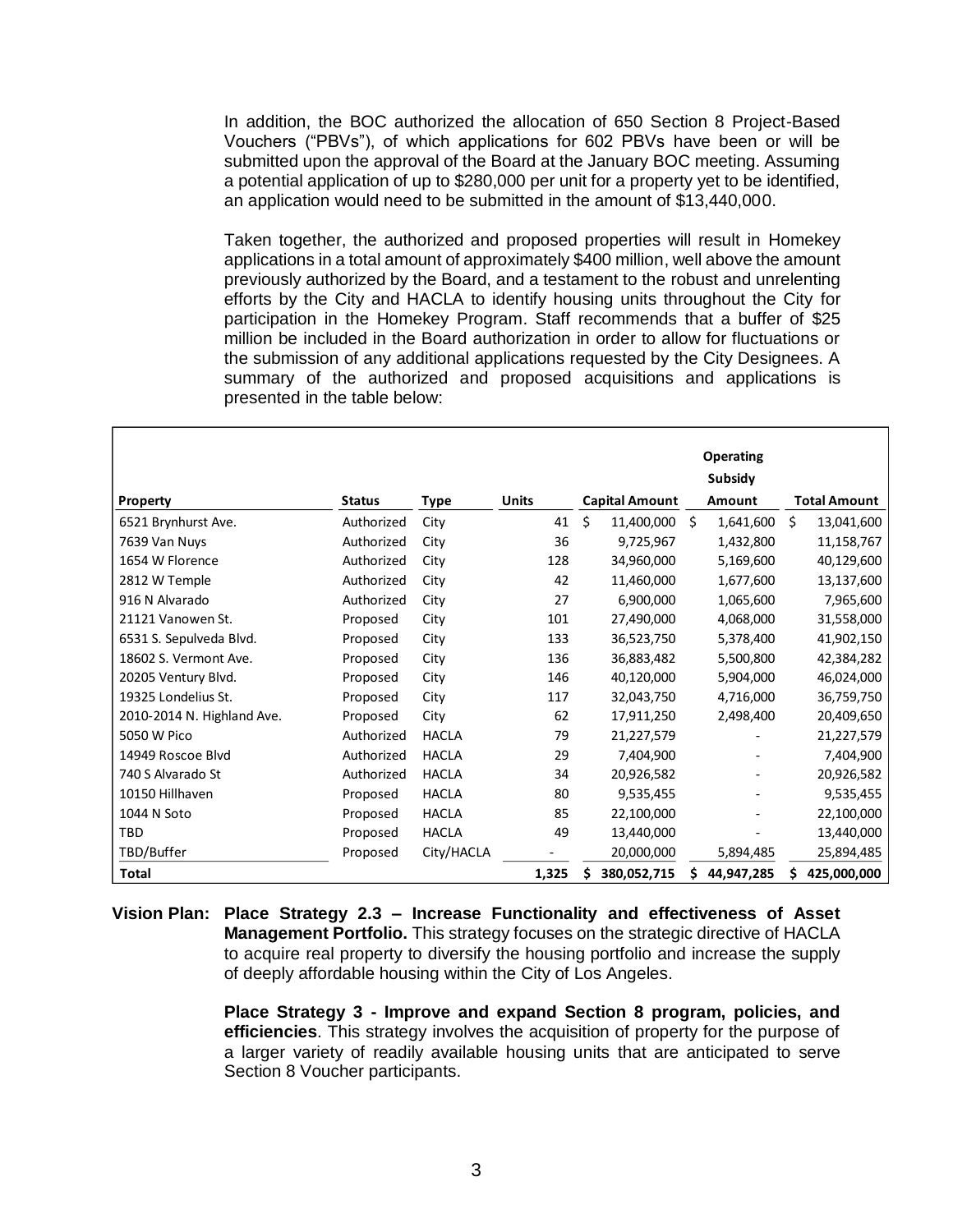In addition, the BOC authorized the allocation of 650 Section 8 Project-Based Vouchers ("PBVs"), of which applications for 602 PBVs have been or will be submitted upon the approval of the Board at the January BOC meeting. Assuming a potential application of up to $280,000 per unit for a property yet to be identified, an application would need to be submitted in the amount of $13,440,000.

Taken together, the authorized and proposed properties will result in Homekey applications in a total amount of approximately $400 million, well above the amount previously authorized by the Board, and a testament to the robust and unrelenting efforts by the City and HACLA to identify housing units throughout the City for participation in the Homekey Program. Staff recommends that a buffer of $25 million be included in the Board authorization in order to allow for fluctuations or the submission of any additional applications requested by the City Designees. A summary of the authorized and proposed acquisitions and applications is presented in the table below:

| Property | Status | Type | Units | Capital Amount | Operating Subsidy Amount | Total Amount |
|---|---|---|---|---|---|---|
| 6521 Brynhurst Ave. | Authorized | City | 41 | $ 11,400,000 | $ 1,641,600 | $ 13,041,600 |
| 7639 Van Nuys | Authorized | City | 36 | 9,725,967 | 1,432,800 | 11,158,767 |
| 1654 W Florence | Authorized | City | 128 | 34,960,000 | 5,169,600 | 40,129,600 |
| 2812 W Temple | Authorized | City | 42 | 11,460,000 | 1,677,600 | 13,137,600 |
| 916 N Alvarado | Authorized | City | 27 | 6,900,000 | 1,065,600 | 7,965,600 |
| 21121 Vanowen St. | Proposed | City | 101 | 27,490,000 | 4,068,000 | 31,558,000 |
| 6531 S. Sepulveda Blvd. | Proposed | City | 133 | 36,523,750 | 5,378,400 | 41,902,150 |
| 18602 S. Vermont Ave. | Proposed | City | 136 | 36,883,482 | 5,500,800 | 42,384,282 |
| 20205 Ventury Blvd. | Proposed | City | 146 | 40,120,000 | 5,904,000 | 46,024,000 |
| 19325 Londelius St. | Proposed | City | 117 | 32,043,750 | 4,716,000 | 36,759,750 |
| 2010-2014 N. Highland Ave. | Proposed | City | 62 | 17,911,250 | 2,498,400 | 20,409,650 |
| 5050 W Pico | Authorized | HACLA | 79 | 21,227,579 | - | 21,227,579 |
| 14949 Roscoe Blvd | Authorized | HACLA | 29 | 7,404,900 | - | 7,404,900 |
| 740 S Alvarado St | Authorized | HACLA | 34 | 20,926,582 | - | 20,926,582 |
| 10150 Hillhaven | Proposed | HACLA | 80 | 9,535,455 | - | 9,535,455 |
| 1044 N Soto | Proposed | HACLA | 85 | 22,100,000 | - | 22,100,000 |
| TBD | Proposed | HACLA | 49 | 13,440,000 | - | 13,440,000 |
| TBD/Buffer | Proposed | City/HACLA | - | 20,000,000 | 5,894,485 | 25,894,485 |
| **Total** | | | **1,325** | **$ 380,052,715** | **$ 44,947,285** | **$ 425,000,000** |

**Vision Plan: Place Strategy 2.3 – Increase Functionality and effectiveness of Asset Management Portfolio.** This strategy focuses on the strategic directive of HACLA to acquire real property to diversify the housing portfolio and increase the supply of deeply affordable housing within the City of Los Angeles.

**Place Strategy 3 - Improve and expand Section 8 program, policies, and efficiencies**. This strategy involves the acquisition of property for the purpose of a larger variety of readily available housing units that are anticipated to serve Section 8 Voucher participants.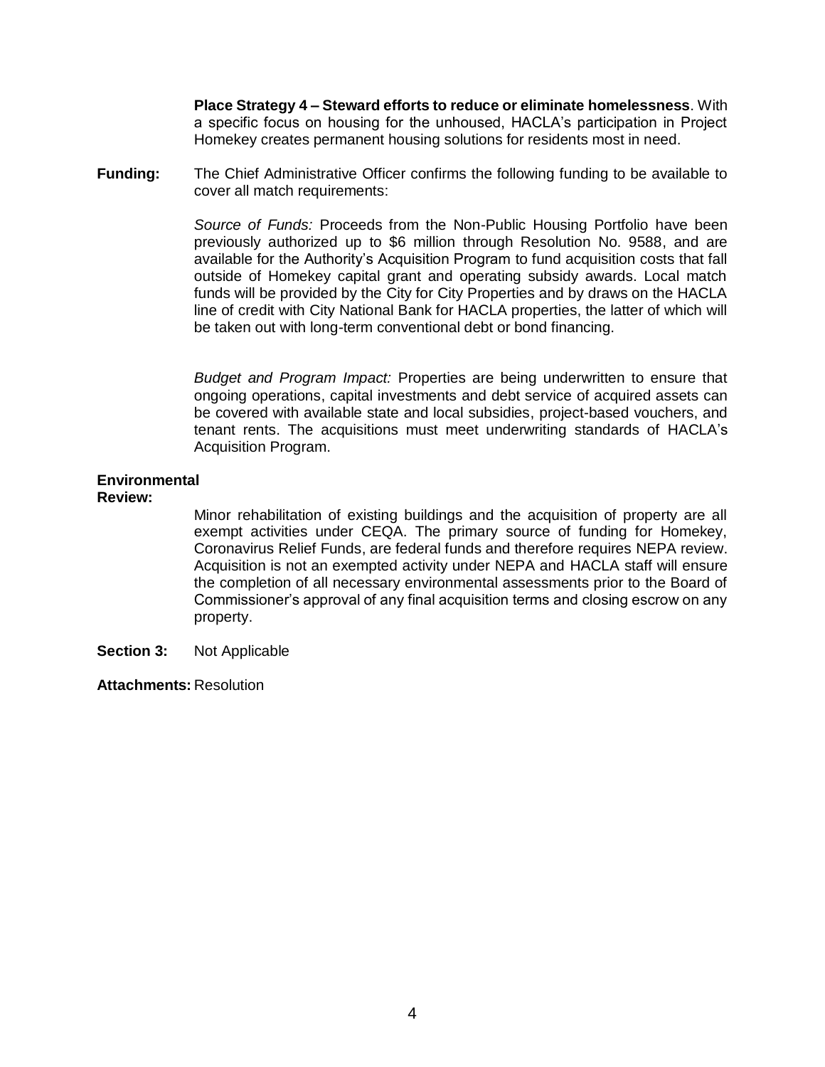**Place Strategy 4 – Steward efforts to reduce or eliminate homelessness**. With a specific focus on housing for the unhoused, HACLA's participation in Project Homekey creates permanent housing solutions for residents most in need.

**Funding:** The Chief Administrative Officer confirms the following funding to be available to cover all match requirements:

*Source of Funds:* Proceeds from the Non-Public Housing Portfolio have been previously authorized up to $6 million through Resolution No. 9588, and are available for the Authority's Acquisition Program to fund acquisition costs that fall outside of Homekey capital grant and operating subsidy awards. Local match funds will be provided by the City for City Properties and by draws on the HACLA line of credit with City National Bank for HACLA properties, the latter of which will be taken out with long-term conventional debt or bond financing.

*Budget and Program Impact:* Properties are being underwritten to ensure that ongoing operations, capital investments and debt service of acquired assets can be covered with available state and local subsidies, project-based vouchers, and tenant rents. The acquisitions must meet underwriting standards of HACLA's Acquisition Program.

**Environmental Review:**

Minor rehabilitation of existing buildings and the acquisition of property are all exempt activities under CEQA. The primary source of funding for Homekey, Coronavirus Relief Funds, are federal funds and therefore requires NEPA review. Acquisition is not an exempted activity under NEPA and HACLA staff will ensure the completion of all necessary environmental assessments prior to the Board of Commissioner's approval of any final acquisition terms and closing escrow on any property.

**Section 3:** Not Applicable

**Attachments:** Resolution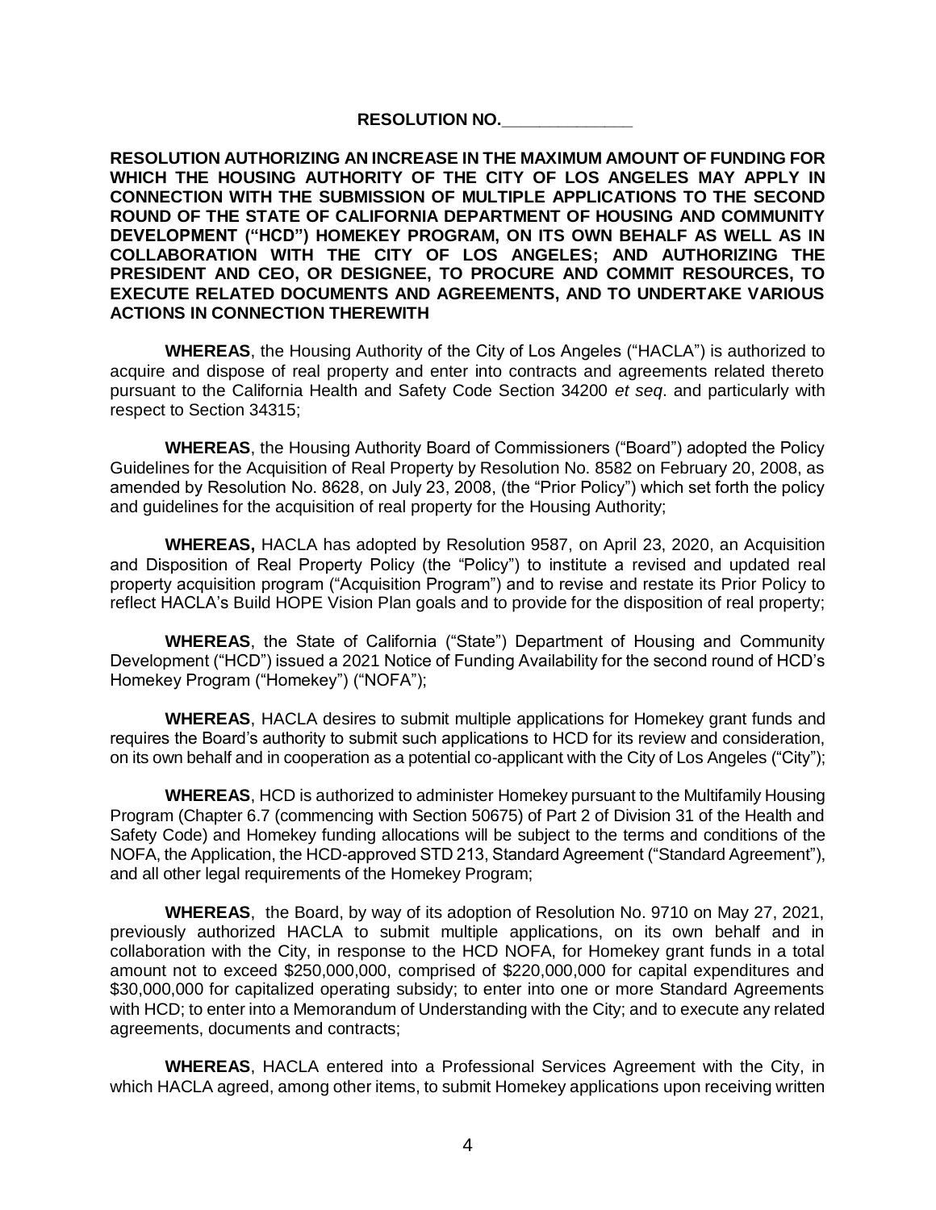**RESOLUTION NO.\_\_\_\_\_\_\_\_\_\_\_\_\_\_**

**RESOLUTION AUTHORIZING AN INCREASE IN THE MAXIMUM AMOUNT OF FUNDING FOR WHICH THE HOUSING AUTHORITY OF THE CITY OF LOS ANGELES MAY APPLY IN CONNECTION WITH THE SUBMISSION OF MULTIPLE APPLICATIONS TO THE SECOND ROUND OF THE STATE OF CALIFORNIA DEPARTMENT OF HOUSING AND COMMUNITY DEVELOPMENT ("HCD") HOMEKEY PROGRAM, ON ITS OWN BEHALF AS WELL AS IN COLLABORATION WITH THE CITY OF LOS ANGELES; AND AUTHORIZING THE PRESIDENT AND CEO, OR DESIGNEE, TO PROCURE AND COMMIT RESOURCES, TO EXECUTE RELATED DOCUMENTS AND AGREEMENTS, AND TO UNDERTAKE VARIOUS ACTIONS IN CONNECTION THEREWITH**

**WHEREAS**, the Housing Authority of the City of Los Angeles ("HACLA") is authorized to acquire and dispose of real property and enter into contracts and agreements related thereto pursuant to the California Health and Safety Code Section 34200 *et seq*. and particularly with respect to Section 34315;

**WHEREAS**, the Housing Authority Board of Commissioners ("Board") adopted the Policy Guidelines for the Acquisition of Real Property by Resolution No. 8582 on February 20, 2008, as amended by Resolution No. 8628, on July 23, 2008, (the "Prior Policy") which set forth the policy and guidelines for the acquisition of real property for the Housing Authority;

**WHEREAS,** HACLA has adopted by Resolution 9587, on April 23, 2020, an Acquisition and Disposition of Real Property Policy (the "Policy") to institute a revised and updated real property acquisition program ("Acquisition Program") and to revise and restate its Prior Policy to reflect HACLA's Build HOPE Vision Plan goals and to provide for the disposition of real property;

**WHEREAS**, the State of California ("State") Department of Housing and Community Development ("HCD") issued a 2021 Notice of Funding Availability for the second round of HCD's Homekey Program ("Homekey") ("NOFA");

**WHEREAS**, HACLA desires to submit multiple applications for Homekey grant funds and requires the Board's authority to submit such applications to HCD for its review and consideration, on its own behalf and in cooperation as a potential co-applicant with the City of Los Angeles ("City");

**WHEREAS**, HCD is authorized to administer Homekey pursuant to the Multifamily Housing Program (Chapter 6.7 (commencing with Section 50675) of Part 2 of Division 31 of the Health and Safety Code) and Homekey funding allocations will be subject to the terms and conditions of the NOFA, the Application, the HCD-approved STD 213, Standard Agreement ("Standard Agreement"), and all other legal requirements of the Homekey Program;

**WHEREAS**, the Board, by way of its adoption of Resolution No. 9710 on May 27, 2021, previously authorized HACLA to submit multiple applications, on its own behalf and in collaboration with the City, in response to the HCD NOFA, for Homekey grant funds in a total amount not to exceed $250,000,000, comprised of $220,000,000 for capital expenditures and $30,000,000 for capitalized operating subsidy; to enter into one or more Standard Agreements with HCD; to enter into a Memorandum of Understanding with the City; and to execute any related agreements, documents and contracts;

**WHEREAS**, HACLA entered into a Professional Services Agreement with the City, in which HACLA agreed, among other items, to submit Homekey applications upon receiving written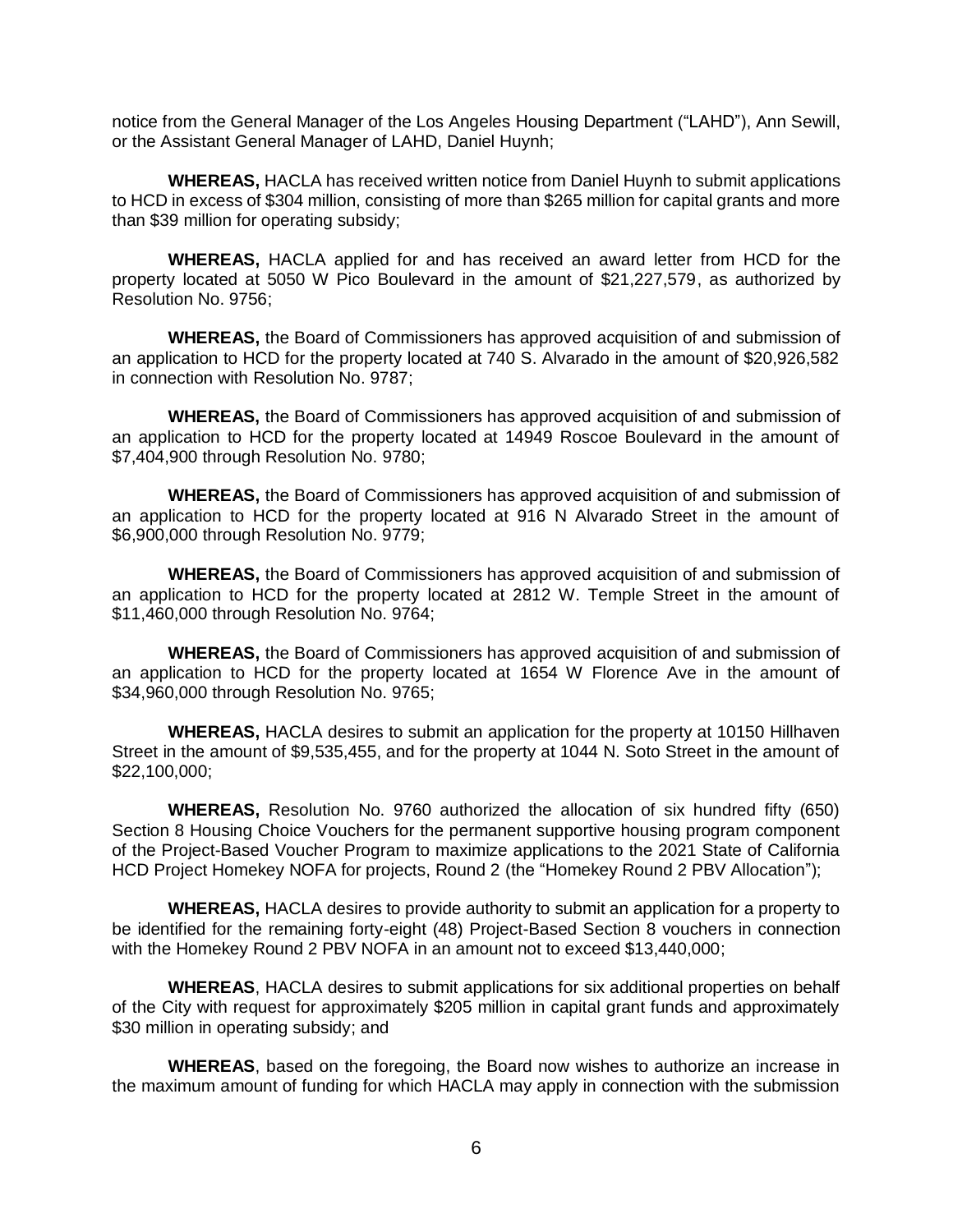notice from the General Manager of the Los Angeles Housing Department ("LAHD"), Ann Sewill, or the Assistant General Manager of LAHD, Daniel Huynh;

**WHEREAS,** HACLA has received written notice from Daniel Huynh to submit applications to HCD in excess of $304 million, consisting of more than $265 million for capital grants and more than $39 million for operating subsidy;

**WHEREAS,** HACLA applied for and has received an award letter from HCD for the property located at 5050 W Pico Boulevard in the amount of $21,227,579, as authorized by Resolution No. 9756;

**WHEREAS,** the Board of Commissioners has approved acquisition of and submission of an application to HCD for the property located at 740 S. Alvarado in the amount of $20,926,582 in connection with Resolution No. 9787;

**WHEREAS,** the Board of Commissioners has approved acquisition of and submission of an application to HCD for the property located at 14949 Roscoe Boulevard in the amount of $7,404,900 through Resolution No. 9780;

**WHEREAS,** the Board of Commissioners has approved acquisition of and submission of an application to HCD for the property located at 916 N Alvarado Street in the amount of $6,900,000 through Resolution No. 9779;

**WHEREAS,** the Board of Commissioners has approved acquisition of and submission of an application to HCD for the property located at 2812 W. Temple Street in the amount of $11,460,000 through Resolution No. 9764;

**WHEREAS,** the Board of Commissioners has approved acquisition of and submission of an application to HCD for the property located at 1654 W Florence Ave in the amount of $34,960,000 through Resolution No. 9765;

**WHEREAS,** HACLA desires to submit an application for the property at 10150 Hillhaven Street in the amount of $9,535,455, and for the property at 1044 N. Soto Street in the amount of $22,100,000;

**WHEREAS,** Resolution No. 9760 authorized the allocation of six hundred fifty (650) Section 8 Housing Choice Vouchers for the permanent supportive housing program component of the Project-Based Voucher Program to maximize applications to the 2021 State of California HCD Project Homekey NOFA for projects, Round 2 (the "Homekey Round 2 PBV Allocation");

**WHEREAS,** HACLA desires to provide authority to submit an application for a property to be identified for the remaining forty-eight (48) Project-Based Section 8 vouchers in connection with the Homekey Round 2 PBV NOFA in an amount not to exceed $13,440,000;

**WHEREAS**, HACLA desires to submit applications for six additional properties on behalf of the City with request for approximately $205 million in capital grant funds and approximately $30 million in operating subsidy; and

**WHEREAS**, based on the foregoing, the Board now wishes to authorize an increase in the maximum amount of funding for which HACLA may apply in connection with the submission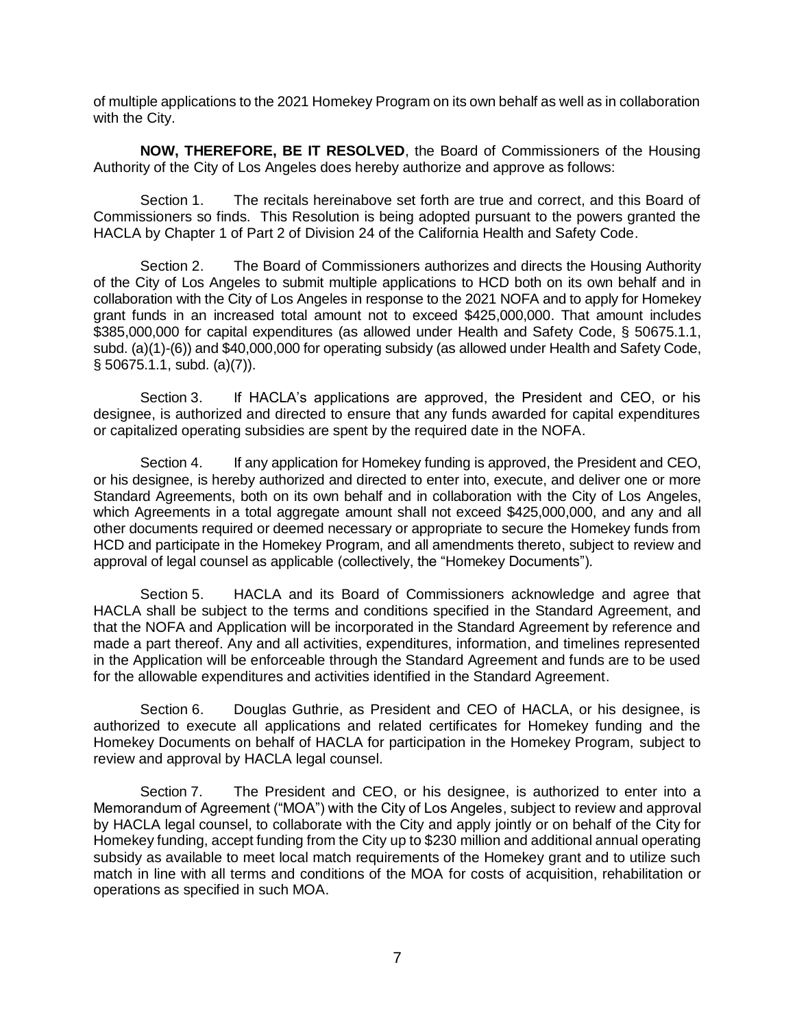of multiple applications to the 2021 Homekey Program on its own behalf as well as in collaboration with the City.

**NOW, THEREFORE, BE IT RESOLVED**, the Board of Commissioners of the Housing Authority of the City of Los Angeles does hereby authorize and approve as follows:

Section 1. The recitals hereinabove set forth are true and correct, and this Board of Commissioners so finds. This Resolution is being adopted pursuant to the powers granted the HACLA by Chapter 1 of Part 2 of Division 24 of the California Health and Safety Code.

Section 2. The Board of Commissioners authorizes and directs the Housing Authority of the City of Los Angeles to submit multiple applications to HCD both on its own behalf and in collaboration with the City of Los Angeles in response to the 2021 NOFA and to apply for Homekey grant funds in an increased total amount not to exceed $425,000,000. That amount includes $385,000,000 for capital expenditures (as allowed under Health and Safety Code, § 50675.1.1, subd. (a)(1)-(6)) and $40,000,000 for operating subsidy (as allowed under Health and Safety Code, § 50675.1.1, subd. (a)(7)).

Section 3. If HACLA's applications are approved, the President and CEO, or his designee, is authorized and directed to ensure that any funds awarded for capital expenditures or capitalized operating subsidies are spent by the required date in the NOFA.

Section 4. If any application for Homekey funding is approved, the President and CEO, or his designee, is hereby authorized and directed to enter into, execute, and deliver one or more Standard Agreements, both on its own behalf and in collaboration with the City of Los Angeles, which Agreements in a total aggregate amount shall not exceed $425,000,000, and any and all other documents required or deemed necessary or appropriate to secure the Homekey funds from HCD and participate in the Homekey Program, and all amendments thereto, subject to review and approval of legal counsel as applicable (collectively, the "Homekey Documents").

Section 5. HACLA and its Board of Commissioners acknowledge and agree that HACLA shall be subject to the terms and conditions specified in the Standard Agreement, and that the NOFA and Application will be incorporated in the Standard Agreement by reference and made a part thereof. Any and all activities, expenditures, information, and timelines represented in the Application will be enforceable through the Standard Agreement and funds are to be used for the allowable expenditures and activities identified in the Standard Agreement.

Section 6. Douglas Guthrie, as President and CEO of HACLA, or his designee, is authorized to execute all applications and related certificates for Homekey funding and the Homekey Documents on behalf of HACLA for participation in the Homekey Program, subject to review and approval by HACLA legal counsel.

Section 7. The President and CEO, or his designee, is authorized to enter into a Memorandum of Agreement ("MOA") with the City of Los Angeles, subject to review and approval by HACLA legal counsel, to collaborate with the City and apply jointly or on behalf of the City for Homekey funding, accept funding from the City up to $230 million and additional annual operating subsidy as available to meet local match requirements of the Homekey grant and to utilize such match in line with all terms and conditions of the MOA for costs of acquisition, rehabilitation or operations as specified in such MOA.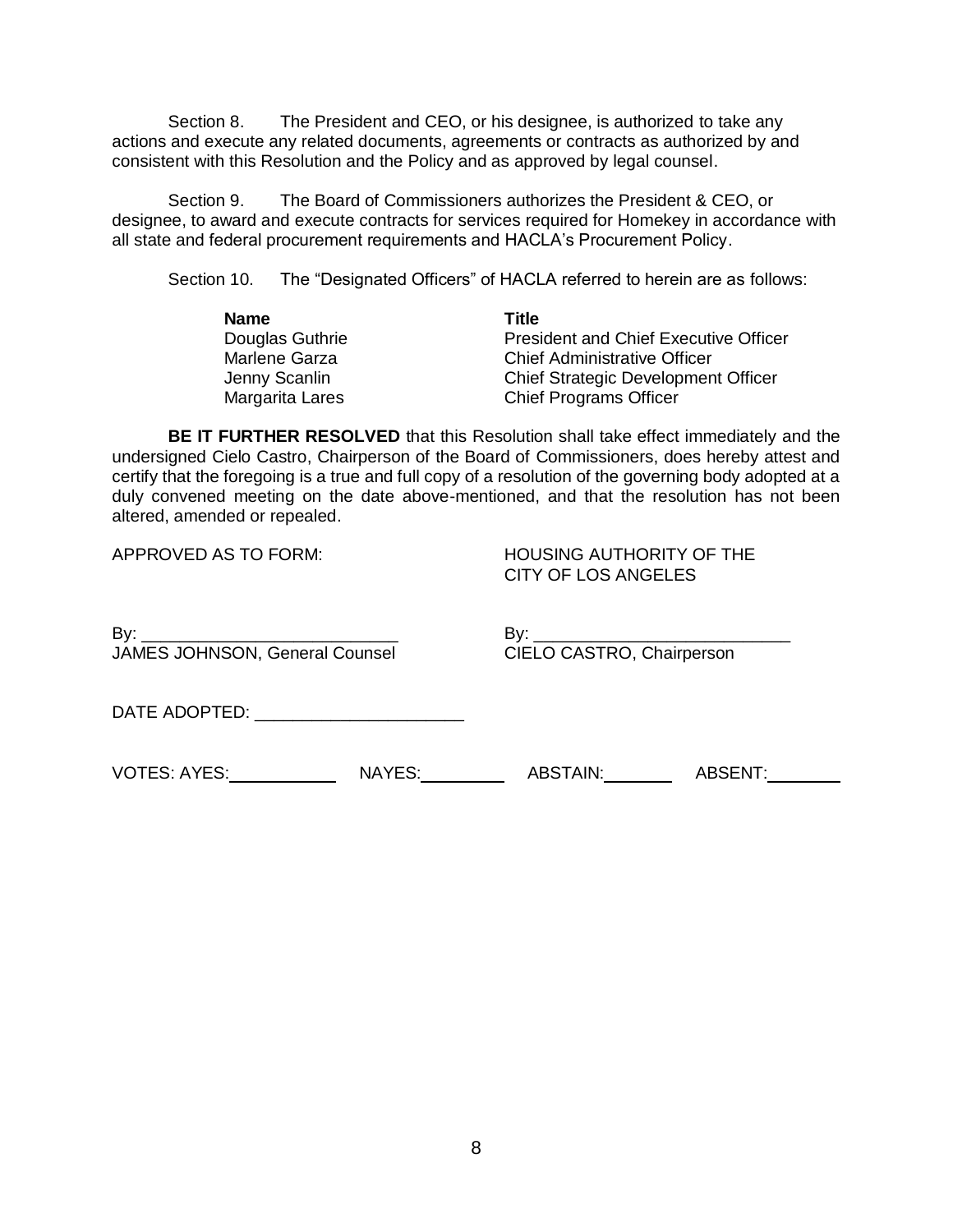Section 8. The President and CEO, or his designee, is authorized to take any actions and execute any related documents, agreements or contracts as authorized by and consistent with this Resolution and the Policy and as approved by legal counsel.

Section 9. The Board of Commissioners authorizes the President & CEO, or designee, to award and execute contracts for services required for Homekey in accordance with all state and federal procurement requirements and HACLA's Procurement Policy.

Section 10. The "Designated Officers" of HACLA referred to herein are as follows:

| **Name** | **Title** |
|---|---|
| Douglas Guthrie | President and Chief Executive Officer |
| Marlene Garza | Chief Administrative Officer |
| Jenny Scanlin | Chief Strategic Development Officer |
| Margarita Lares | Chief Programs Officer |

**BE IT FURTHER RESOLVED** that this Resolution shall take effect immediately and the undersigned Cielo Castro, Chairperson of the Board of Commissioners, does hereby attest and certify that the foregoing is a true and full copy of a resolution of the governing body adopted at a duly convened meeting on the date above-mentioned, and that the resolution has not been altered, amended or repealed.

APPROVED AS TO FORM:

By: ___________________________
JAMES JOHNSON, General Counsel

HOUSING AUTHORITY OF THE CITY OF LOS ANGELES

By: ___________________________
CIELO CASTRO, Chairperson

DATE ADOPTED: ______________________

VOTES: AYES: ___________ NAYES: _________ ABSTAIN: _______ ABSENT: ________